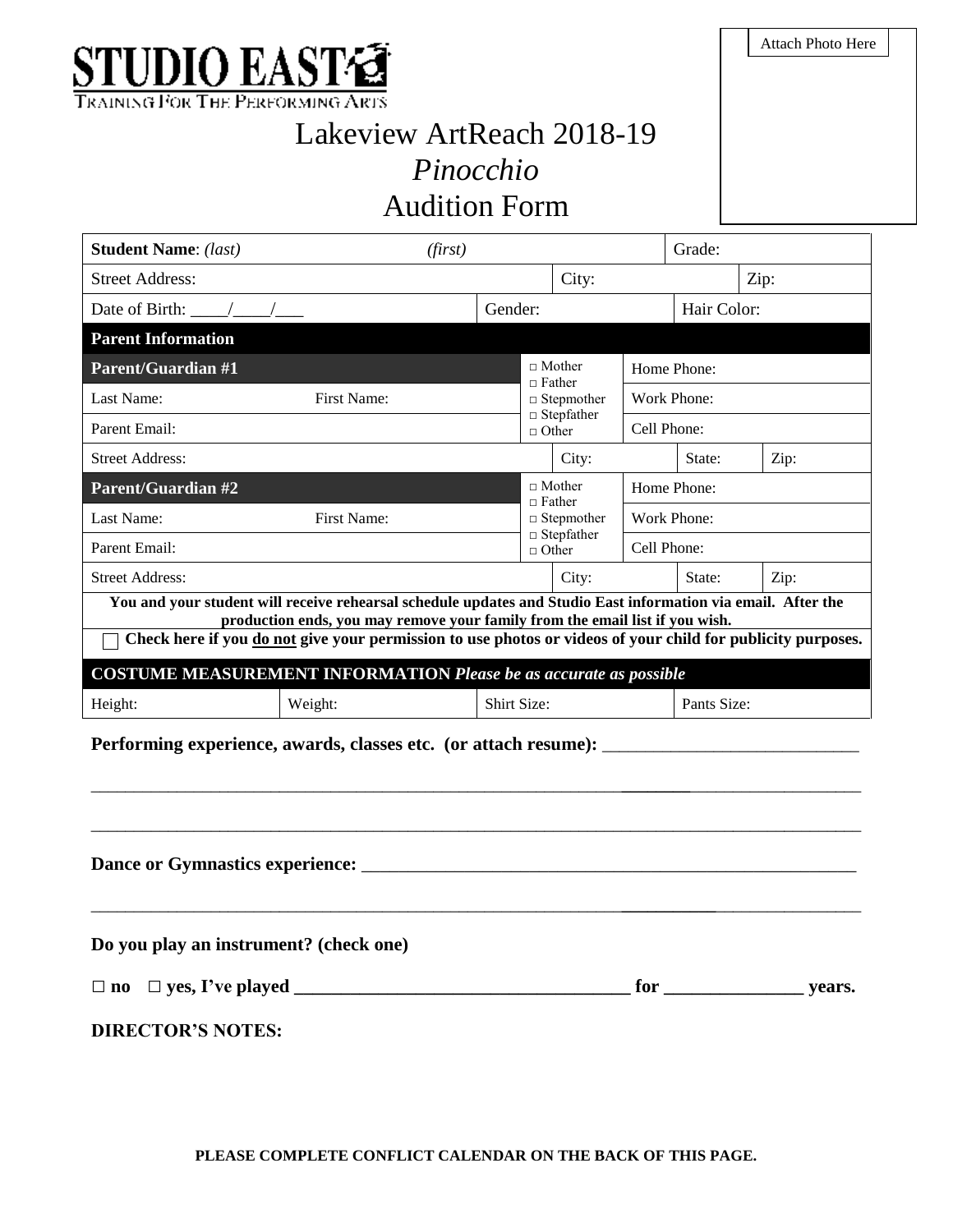**STUDIO EAST**
TRAINING FOR THE PERFORMING ARTS

Attach Photo Here

# Lakeview ArtReach 2018-19
# *Pinocchio*
# Audition Form

| | | | | | | |
|---|---|---|---|---|---|---|
| **Student Name**: *(last)* | *(first)* | | | | Grade: | |
| Street Address: | | | City: | | Zip: | |
| Date of Birth: ____/____/___ | | Gender: | | | Hair Color: | |
| **Parent Information** | | | | | | |
| **Parent/Guardian #1** | | □ Mother □ Father □ Stepmother □ Stepfather □ Other | Home Phone: | | | |
| Last Name: | First Name: | | Work Phone: | | | |
| Parent Email: | | | Cell Phone: | | | |
| Street Address: | | | City: | | State: | Zip: |
| **Parent/Guardian #2** | | □ Mother □ Father □ Stepmother □ Stepfather □ Other | Home Phone: | | | |
| Last Name: | First Name: | | Work Phone: | | | |
| Parent Email: | | | Cell Phone: | | | |
| Street Address: | | | City: | | State: | Zip: |

**You and your student will receive rehearsal schedule updates and Studio East information via email. After the production ends, you may remove your family from the email list if you wish.**

☐ **Check here if you do not give your permission to use photos or videos of your child for publicity purposes.**

| **COSTUME MEASUREMENT INFORMATION** *Please be as accurate as possible* | | | |
|---|---|---|---|
| Height: | Weight: | Shirt Size: | Pants Size: |

**Performing experience, awards, classes etc. (or attach resume):** ____________________________

______________________________________________________________________________________

______________________________________________________________________________________

**Dance or Gymnastics experience:** _______________________________________________________

______________________________________________________________________________________

**Do you play an instrument? (check one)**

**□ no □ yes, I've played ____________________________________ for ______________ years.**

**DIRECTOR'S NOTES:**

**PLEASE COMPLETE CONFLICT CALENDAR ON THE BACK OF THIS PAGE.**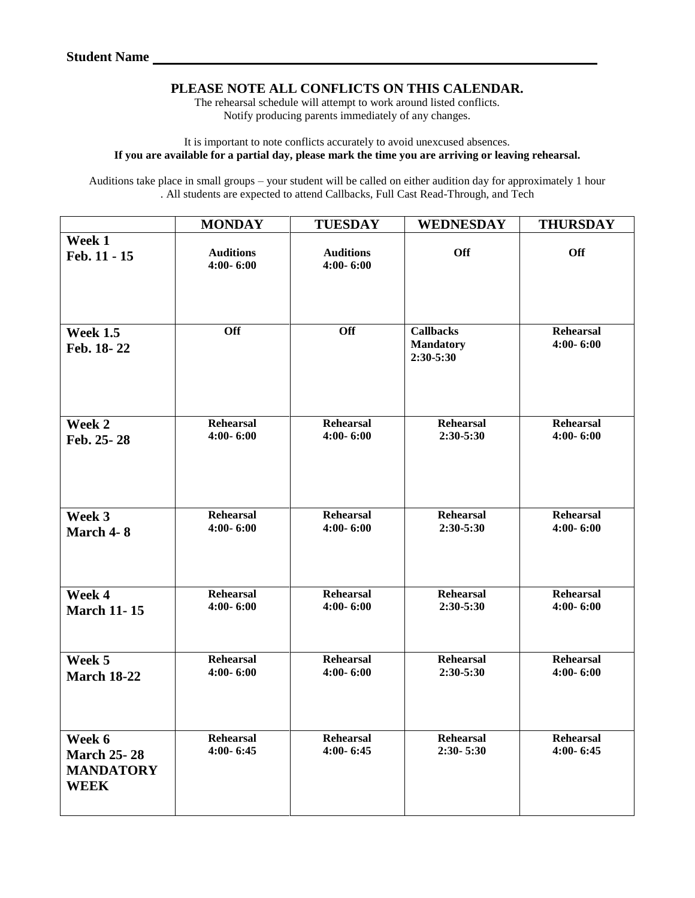**Student Name** ______________________________________________

**PLEASE NOTE ALL CONFLICTS ON THIS CALENDAR.**

The rehearsal schedule will attempt to work around listed conflicts.
Notify producing parents immediately of any changes.

It is important to note conflicts accurately to avoid unexcused absences.
**If you are available for a partial day, please mark the time you are arriving or leaving rehearsal.**

Auditions take place in small groups – your student will be called on either audition day for approximately 1 hour . All students are expected to attend Callbacks, Full Cast Read-Through, and Tech

| | MONDAY | TUESDAY | WEDNESDAY | THURSDAY |
|---|---|---|---|---|
| **Week 1** **Feb. 11 - 15** | **Auditions 4:00- 6:00** | **Auditions 4:00- 6:00** | **Off** | **Off** |
| **Week 1.5** **Feb. 18- 22** | **Off** | **Off** | **Callbacks Mandatory 2:30-5:30** | **Rehearsal 4:00- 6:00** |
| **Week 2** **Feb. 25- 28** | **Rehearsal 4:00- 6:00** | **Rehearsal 4:00- 6:00** | **Rehearsal 2:30-5:30** | **Rehearsal 4:00- 6:00** |
| **Week 3** **March 4- 8** | **Rehearsal 4:00- 6:00** | **Rehearsal 4:00- 6:00** | **Rehearsal 2:30-5:30** | **Rehearsal 4:00- 6:00** |
| **Week 4** **March 11- 15** | **Rehearsal 4:00- 6:00** | **Rehearsal 4:00- 6:00** | **Rehearsal 2:30-5:30** | **Rehearsal 4:00- 6:00** |
| **Week 5** **March 18-22** | **Rehearsal 4:00- 6:00** | **Rehearsal 4:00- 6:00** | **Rehearsal 2:30-5:30** | **Rehearsal 4:00- 6:00** |
| **Week 6** **March 25- 28** **MANDATORY WEEK** | **Rehearsal 4:00- 6:45** | **Rehearsal 4:00- 6:45** | **Rehearsal 2:30- 5:30** | **Rehearsal 4:00- 6:45** |